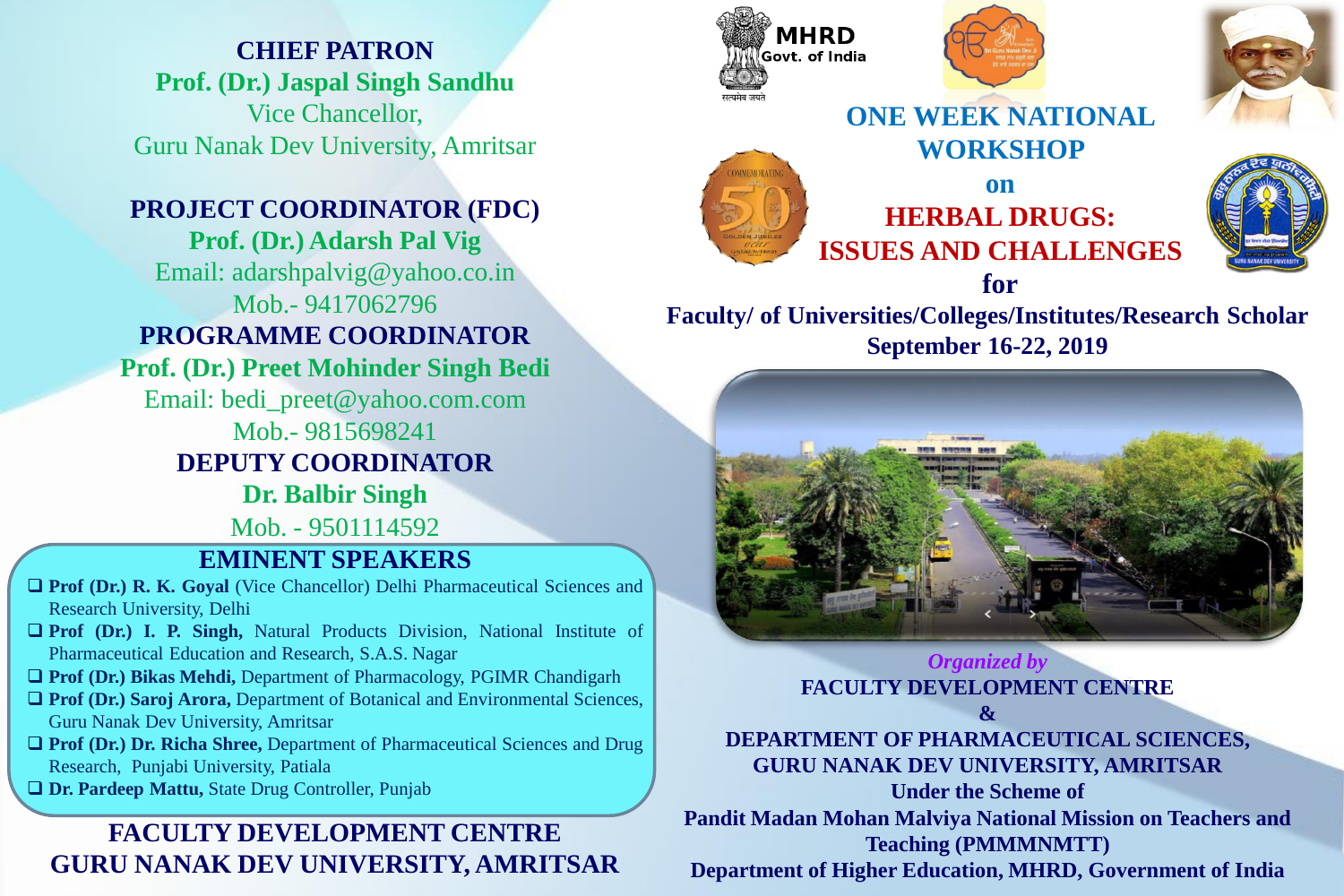**CHIEF PATRON**

**Prof. (Dr.) Jaspal Singh Sandhu**
Vice Chancellor,
Guru Nanak Dev University, Amritsar

**PROJECT COORDINATOR (FDC)**

**Prof. (Dr.) Adarsh Pal Vig**
Email: adarshpalvig@yahoo.co.in
Mob.- 9417062796

**PROGRAMME COORDINATOR**

**Prof. (Dr.) Preet Mohinder Singh Bedi**
Email: bedi_preet@yahoo.com.com
Mob.- 9815698241

**DEPUTY COORDINATOR**

**Dr. Balbir Singh**
Mob. - 9501114592

## EMINENT SPEAKERS

- **Prof (Dr.) R. K. Goyal** (Vice Chancellor) Delhi Pharmaceutical Sciences and Research University, Delhi
- **Prof (Dr.) I. P. Singh,** Natural Products Division, National Institute of Pharmaceutical Education and Research, S.A.S. Nagar
- **Prof (Dr.) Bikas Mehdi,** Department of Pharmacology, PGIMR Chandigarh
- **Prof (Dr.) Saroj Arora,** Department of Botanical and Environmental Sciences, Guru Nanak Dev University, Amritsar
- **Prof (Dr.) Dr. Richa Shree,** Department of Pharmaceutical Sciences and Drug Research, Punjabi University, Patiala
- **Dr. Pardeep Mattu,** State Drug Controller, Punjab

**FACULTY DEVELOPMENT CENTRE**
**GURU NANAK DEV UNIVERSITY, AMRITSAR**

MHRD
Govt. of India

# ONE WEEK NATIONAL WORKSHOP

**on**

# HERBAL DRUGS: ISSUES AND CHALLENGES

**for**

**Faculty/ of Universities/Colleges/Institutes/Research Scholar**

**September 16-22, 2019**

*Organized by*

**FACULTY DEVELOPMENT CENTRE**

**&**

**DEPARTMENT OF PHARMACEUTICAL SCIENCES,**
**GURU NANAK DEV UNIVERSITY, AMRITSAR**

**Under the Scheme of**

**Pandit Madan Mohan Malviya National Mission on Teachers and Teaching (PMMMNMTT)**

**Department of Higher Education, MHRD, Government of India**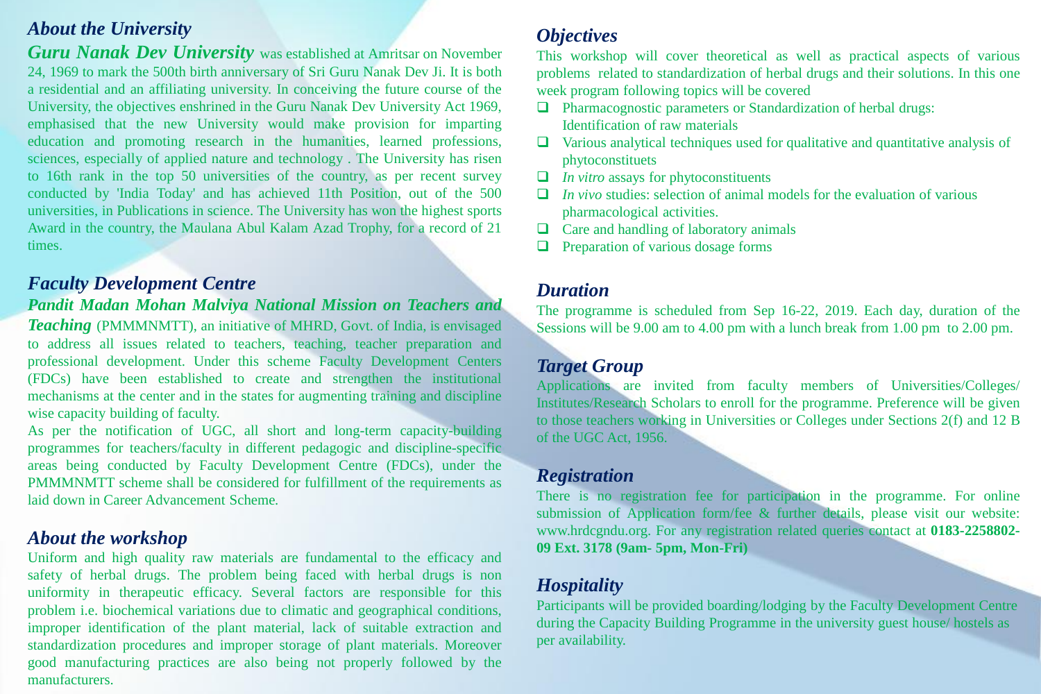## *About the University*

***Guru Nanak Dev University*** was established at Amritsar on November 24, 1969 to mark the 500th birth anniversary of Sri Guru Nanak Dev Ji. It is both a residential and an affiliating university. In conceiving the future course of the University, the objectives enshrined in the Guru Nanak Dev University Act 1969, emphasised that the new University would make provision for imparting education and promoting research in the humanities, learned professions, sciences, especially of applied nature and technology . The University has risen to 16th rank in the top 50 universities of the country, as per recent survey conducted by 'India Today' and has achieved 11th Position, out of the 500 universities, in Publications in science. The University has won the highest sports Award in the country, the Maulana Abul Kalam Azad Trophy, for a record of 21 times.

## *Faculty Development Centre*

***Pandit Madan Mohan Malviya National Mission on Teachers and Teaching*** (PMMMNMTT), an initiative of MHRD, Govt. of India, is envisaged to address all issues related to teachers, teaching, teacher preparation and professional development. Under this scheme Faculty Development Centers (FDCs) have been established to create and strengthen the institutional mechanisms at the center and in the states for augmenting training and discipline wise capacity building of faculty.

As per the notification of UGC, all short and long-term capacity-building programmes for teachers/faculty in different pedagogic and discipline-specific areas being conducted by Faculty Development Centre (FDCs), under the PMMMNMTT scheme shall be considered for fulfillment of the requirements as laid down in Career Advancement Scheme.

## *About the workshop*

Uniform and high quality raw materials are fundamental to the efficacy and safety of herbal drugs. The problem being faced with herbal drugs is non uniformity in therapeutic efficacy. Several factors are responsible for this problem i.e. biochemical variations due to climatic and geographical conditions, improper identification of the plant material, lack of suitable extraction and standardization procedures and improper storage of plant materials. Moreover good manufacturing practices are also being not properly followed by the manufacturers.

## *Objectives*

This workshop will cover theoretical as well as practical aspects of various problems related to standardization of herbal drugs and their solutions. In this one week program following topics will be covered

- Pharmacognostic parameters or Standardization of herbal drugs: Identification of raw materials
- Various analytical techniques used for qualitative and quantitative analysis of phytoconstituets
- *In vitro* assays for phytoconstituents
- *In vivo* studies: selection of animal models for the evaluation of various pharmacological activities.
- Care and handling of laboratory animals
- Preparation of various dosage forms

## *Duration*

The programme is scheduled from Sep 16-22, 2019. Each day, duration of the Sessions will be 9.00 am to 4.00 pm with a lunch break from 1.00 pm to 2.00 pm.

## *Target Group*

Applications are invited from faculty members of Universities/Colleges/ Institutes/Research Scholars to enroll for the programme. Preference will be given to those teachers working in Universities or Colleges under Sections 2(f) and 12 B of the UGC Act, 1956.

## *Registration*

There is no registration fee for participation in the programme. For online submission of Application form/fee & further details, please visit our website: www.hrdcgndu.org. For any registration related queries contact at **0183-2258802-09 Ext. 3178 (9am- 5pm, Mon-Fri)**

## *Hospitality*

Participants will be provided boarding/lodging by the Faculty Development Centre during the Capacity Building Programme in the university guest house/ hostels as per availability.